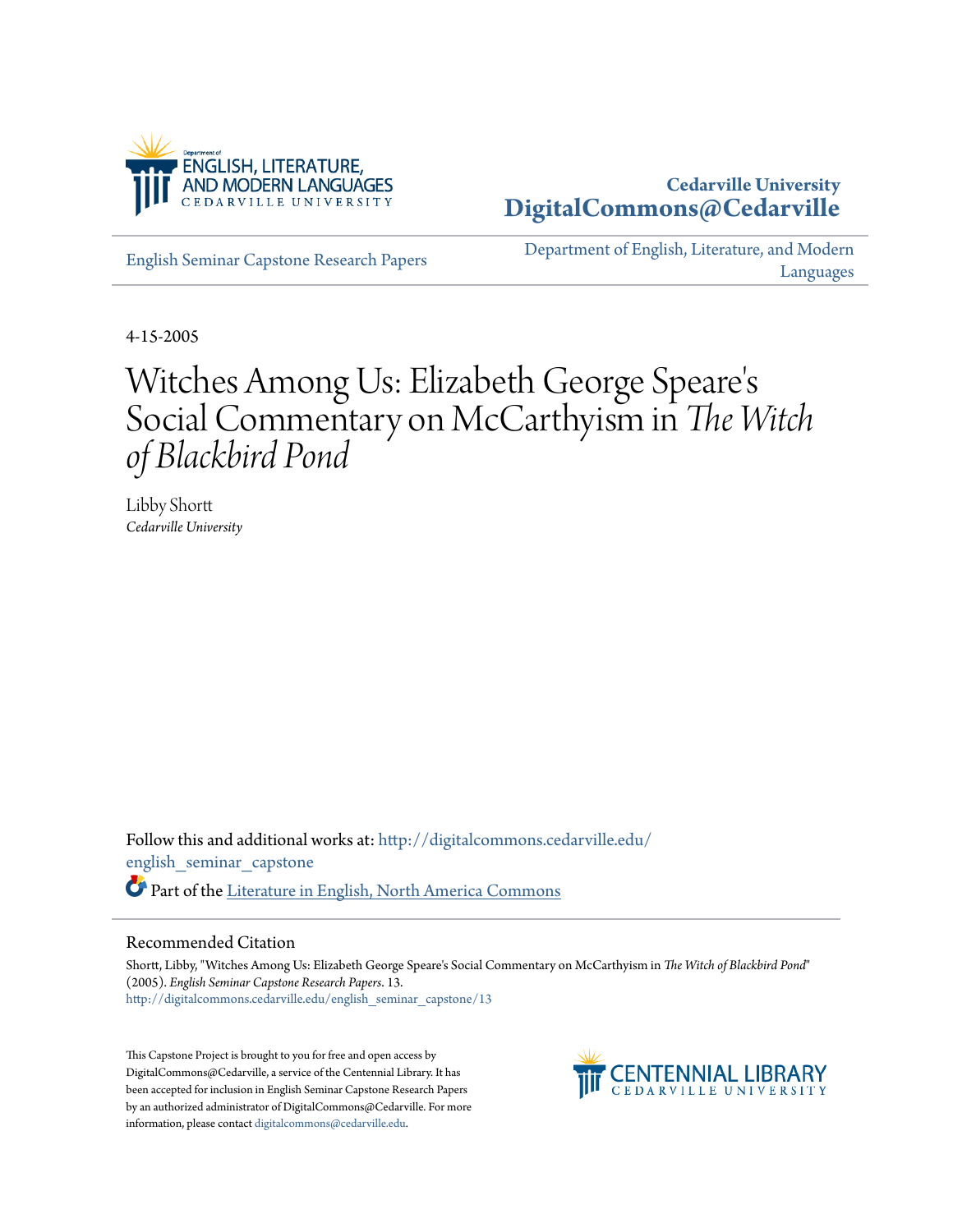Department of ENGLISH, LITERATURE, AND MODERN LANGUAGES
CEDARVILLE UNIVERSITY

**Cedarville University**
**DigitalCommons@Cedarville**

English Seminar Capstone Research Papers

Department of English, Literature, and Modern Languages

4-15-2005

# Witches Among Us: Elizabeth George Speare's Social Commentary on McCarthyism in *The Witch of Blackbird Pond*

Libby Shortt
*Cedarville University*

Follow this and additional works at: http://digitalcommons.cedarville.edu/english_seminar_capstone

Part of the Literature in English, North America Commons

## Recommended Citation

Shortt, Libby, "Witches Among Us: Elizabeth George Speare's Social Commentary on McCarthyism in *The Witch of Blackbird Pond*" (2005). *English Seminar Capstone Research Papers*. 13.
http://digitalcommons.cedarville.edu/english_seminar_capstone/13

This Capstone Project is brought to you for free and open access by DigitalCommons@Cedarville, a service of the Centennial Library. It has been accepted for inclusion in English Seminar Capstone Research Papers by an authorized administrator of DigitalCommons@Cedarville. For more information, please contact digitalcommons@cedarville.edu.

CENTENNIAL LIBRARY
CEDARVILLE UNIVERSITY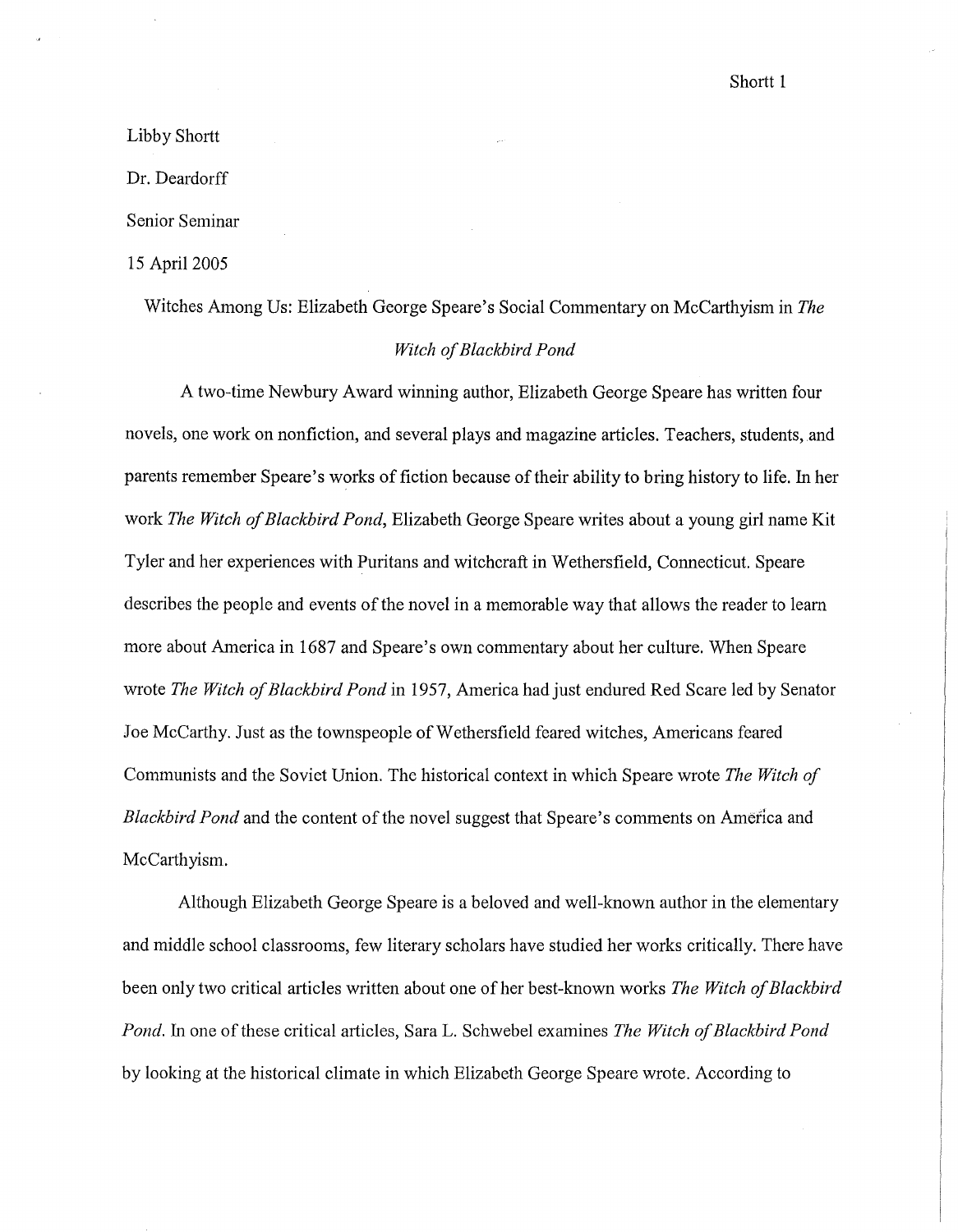Libby Shortt

Dr. Deardorff

Senior Seminar

15 April 2005

Witches Among Us: Elizabeth George Speare's Social Commentary on McCarthyism in *The Witch of Blackbird Pond*

A two-time Newbury Award winning author, Elizabeth George Speare has written four novels, one work on nonfiction, and several plays and magazine articles. Teachers, students, and parents remember Speare's works of fiction because of their ability to bring history to life. In her work *The Witch of Blackbird Pond*, Elizabeth George Speare writes about a young girl name Kit Tyler and her experiences with Puritans and witchcraft in Wethersfield, Connecticut. Speare describes the people and events of the novel in a memorable way that allows the reader to learn more about America in 1687 and Speare's own commentary about her culture. When Speare wrote *The Witch of Blackbird Pond* in 1957, America had just endured Red Scare led by Senator Joe McCarthy. Just as the townspeople of Wethersfield feared witches, Americans feared Communists and the Soviet Union. The historical context in which Speare wrote *The Witch of Blackbird Pond* and the content of the novel suggest that Speare's comments on America and McCarthyism.

Although Elizabeth George Speare is a beloved and well-known author in the elementary and middle school classrooms, few literary scholars have studied her works critically. There have been only two critical articles written about one of her best-known works *The Witch of Blackbird Pond*. In one of these critical articles, Sara L. Schwebel examines *The Witch of Blackbird Pond* by looking at the historical climate in which Elizabeth George Speare wrote. According to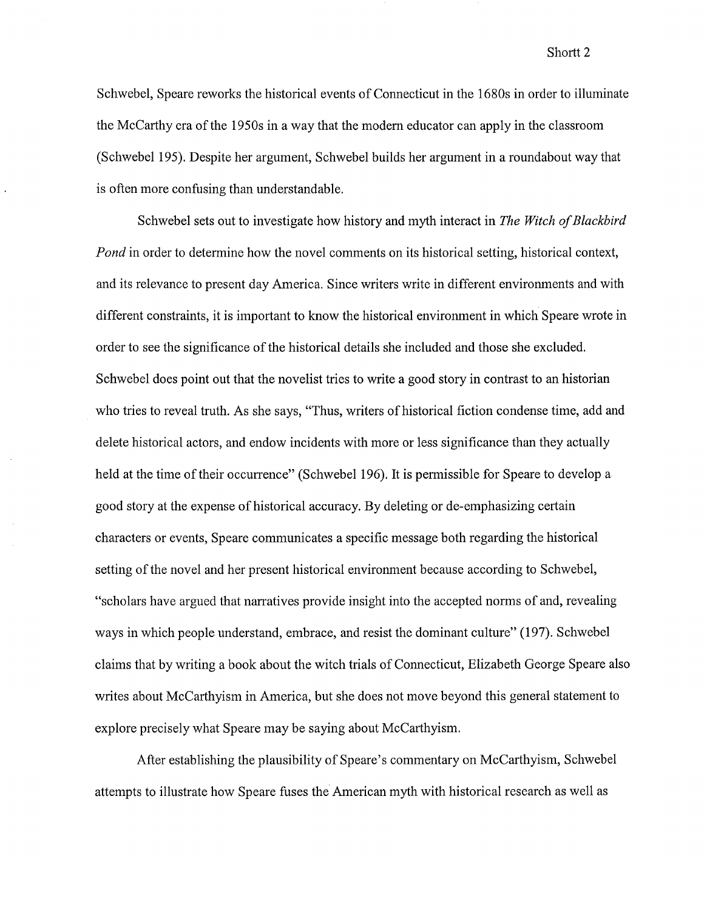Schwebel, Speare reworks the historical events of Connecticut in the 1680s in order to illuminate the McCarthy era of the 1950s in a way that the modern educator can apply in the classroom (Schwebel 195). Despite her argument, Schwebel builds her argument in a roundabout way that is often more confusing than understandable.

Schwebel sets out to investigate how history and myth interact in *The Witch of Blackbird Pond* in order to determine how the novel comments on its historical setting, historical context, and its relevance to present day America. Since writers write in different environments and with different constraints, it is important to know the historical environment in which Speare wrote in order to see the significance of the historical details she included and those she excluded. Schwebel does point out that the novelist tries to write a good story in contrast to an historian who tries to reveal truth. As she says, "Thus, writers of historical fiction condense time, add and delete historical actors, and endow incidents with more or less significance than they actually held at the time of their occurrence" (Schwebel 196). It is permissible for Speare to develop a good story at the expense of historical accuracy. By deleting or de-emphasizing certain characters or events, Speare communicates a specific message both regarding the historical setting of the novel and her present historical environment because according to Schwebel, "scholars have argued that narratives provide insight into the accepted norms of and, revealing ways in which people understand, embrace, and resist the dominant culture" (197). Schwebel claims that by writing a book about the witch trials of Connecticut, Elizabeth George Speare also writes about McCarthyism in America, but she does not move beyond this general statement to explore precisely what Speare may be saying about McCarthyism.

After establishing the plausibility of Speare's commentary on McCarthyism, Schwebel attempts to illustrate how Speare fuses the American myth with historical research as well as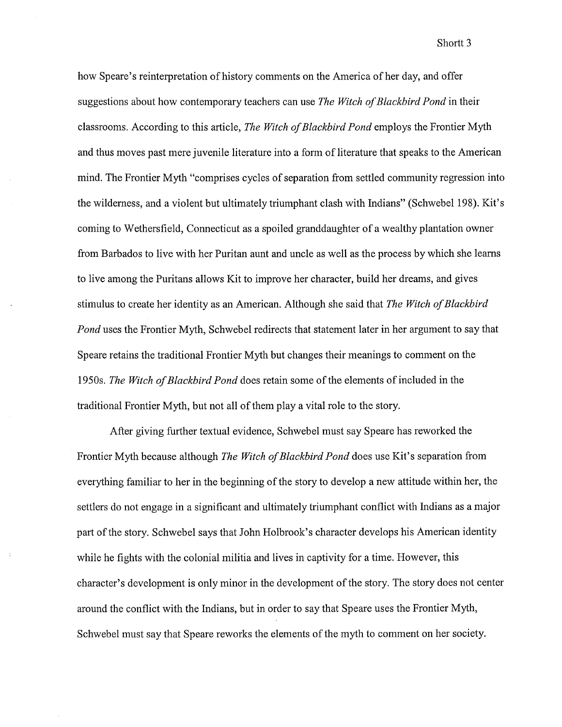how Speare's reinterpretation of history comments on the America of her day, and offer suggestions about how contemporary teachers can use *The Witch of Blackbird Pond* in their classrooms. According to this article, *The Witch of Blackbird Pond* employs the Frontier Myth and thus moves past mere juvenile literature into a form of literature that speaks to the American mind. The Frontier Myth "comprises cycles of separation from settled community regression into the wilderness, and a violent but ultimately triumphant clash with Indians" (Schwebel 198). Kit's coming to Wethersfield, Connecticut as a spoiled granddaughter of a wealthy plantation owner from Barbados to live with her Puritan aunt and uncle as well as the process by which she learns to live among the Puritans allows Kit to improve her character, build her dreams, and gives stimulus to create her identity as an American. Although she said that *The Witch of Blackbird Pond* uses the Frontier Myth, Schwebel redirects that statement later in her argument to say that Speare retains the traditional Frontier Myth but changes their meanings to comment on the 1950s. *The Witch of Blackbird Pond* does retain some of the elements of included in the traditional Frontier Myth, but not all of them play a vital role to the story.

After giving further textual evidence, Schwebel must say Speare has reworked the Frontier Myth because although *The Witch of Blackbird Pond* does use Kit's separation from everything familiar to her in the beginning of the story to develop a new attitude within her, the settlers do not engage in a significant and ultimately triumphant conflict with Indians as a major part of the story. Schwebel says that John Holbrook's character develops his American identity while he fights with the colonial militia and lives in captivity for a time. However, this character's development is only minor in the development of the story. The story does not center around the conflict with the Indians, but in order to say that Speare uses the Frontier Myth, Schwebel must say that Speare reworks the elements of the myth to comment on her society.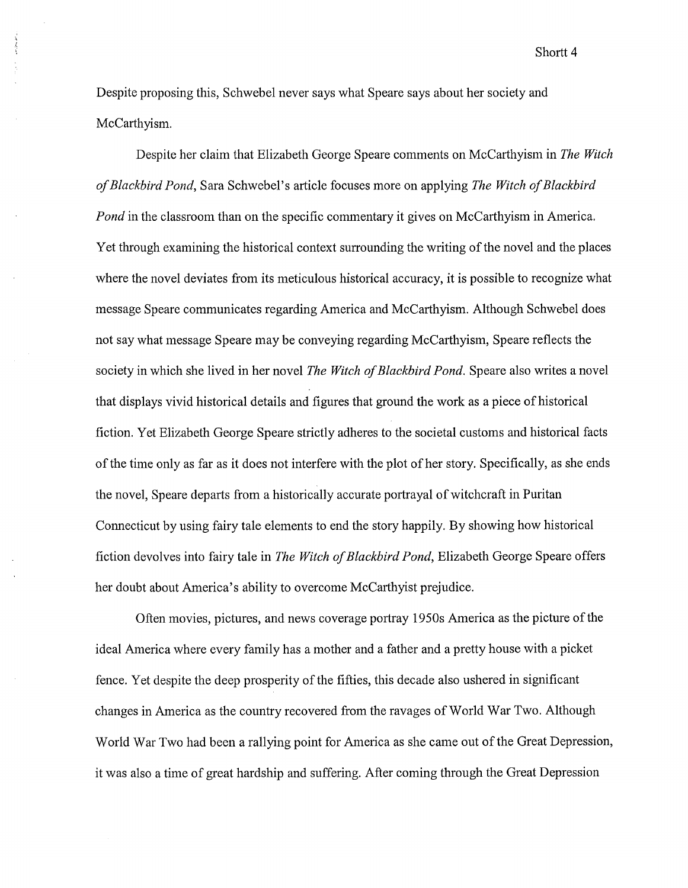Despite proposing this, Schwebel never says what Speare says about her society and McCarthyism.

Despite her claim that Elizabeth George Speare comments on McCarthyism in *The Witch of Blackbird Pond*, Sara Schwebel's article focuses more on applying *The Witch of Blackbird Pond* in the classroom than on the specific commentary it gives on McCarthyism in America. Yet through examining the historical context surrounding the writing of the novel and the places where the novel deviates from its meticulous historical accuracy, it is possible to recognize what message Speare communicates regarding America and McCarthyism. Although Schwebel does not say what message Speare may be conveying regarding McCarthyism, Speare reflects the society in which she lived in her novel *The Witch of Blackbird Pond*. Speare also writes a novel that displays vivid historical details and figures that ground the work as a piece of historical fiction. Yet Elizabeth George Speare strictly adheres to the societal customs and historical facts of the time only as far as it does not interfere with the plot of her story. Specifically, as she ends the novel, Speare departs from a historically accurate portrayal of witchcraft in Puritan Connecticut by using fairy tale elements to end the story happily. By showing how historical fiction devolves into fairy tale in *The Witch of Blackbird Pond*, Elizabeth George Speare offers her doubt about America's ability to overcome McCarthyist prejudice.

Often movies, pictures, and news coverage portray 1950s America as the picture of the ideal America where every family has a mother and a father and a pretty house with a picket fence. Yet despite the deep prosperity of the fifties, this decade also ushered in significant changes in America as the country recovered from the ravages of World War Two. Although World War Two had been a rallying point for America as she came out of the Great Depression, it was also a time of great hardship and suffering. After coming through the Great Depression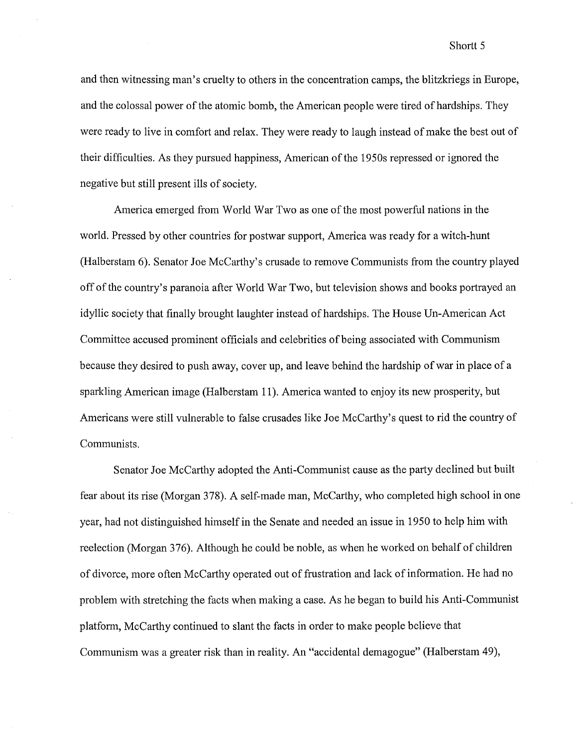and then witnessing man's cruelty to others in the concentration camps, the blitzkriegs in Europe, and the colossal power of the atomic bomb, the American people were tired of hardships. They were ready to live in comfort and relax. They were ready to laugh instead of make the best out of their difficulties. As they pursued happiness, American of the 1950s repressed or ignored the negative but still present ills of society.

America emerged from World War Two as one of the most powerful nations in the world. Pressed by other countries for postwar support, America was ready for a witch-hunt (Halberstam 6). Senator Joe McCarthy's crusade to remove Communists from the country played off of the country's paranoia after World War Two, but television shows and books portrayed an idyllic society that finally brought laughter instead of hardships. The House Un-American Act Committee accused prominent officials and celebrities of being associated with Communism because they desired to push away, cover up, and leave behind the hardship of war in place of a sparkling American image (Halberstam 11). America wanted to enjoy its new prosperity, but Americans were still vulnerable to false crusades like Joe McCarthy's quest to rid the country of Communists.

Senator Joe McCarthy adopted the Anti-Communist cause as the party declined but built fear about its rise (Morgan 378). A self-made man, McCarthy, who completed high school in one year, had not distinguished himself in the Senate and needed an issue in 1950 to help him with reelection (Morgan 376). Although he could be noble, as when he worked on behalf of children of divorce, more often McCarthy operated out of frustration and lack of information. He had no problem with stretching the facts when making a case. As he began to build his Anti-Communist platform, McCarthy continued to slant the facts in order to make people believe that Communism was a greater risk than in reality. An "accidental demagogue" (Halberstam 49),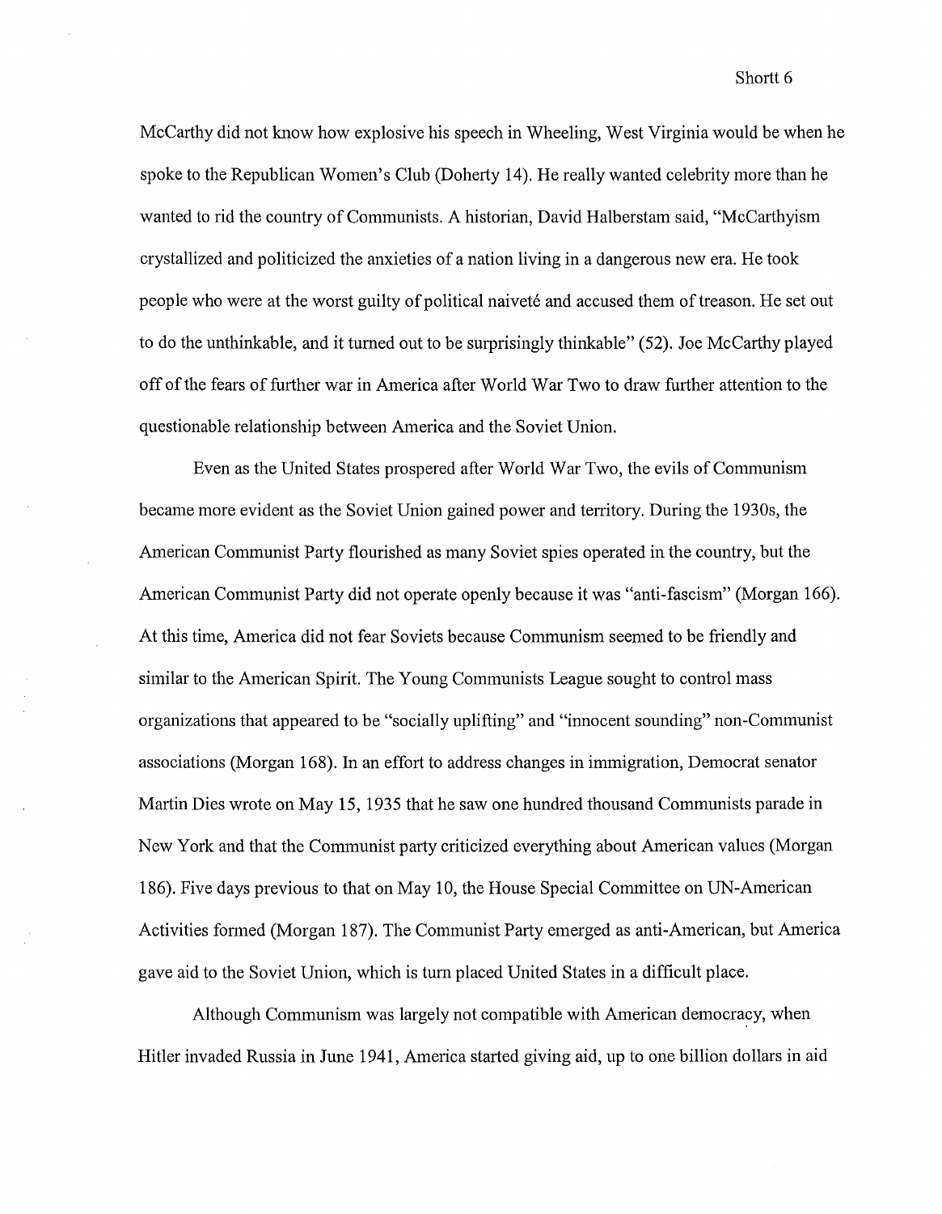McCarthy did not know how explosive his speech in Wheeling, West Virginia would be when he spoke to the Republican Women's Club (Doherty 14). He really wanted celebrity more than he wanted to rid the country of Communists. A historian, David Halberstam said, "McCarthyism crystallized and politicized the anxieties of a nation living in a dangerous new era. He took people who were at the worst guilty of political naiveté and accused them of treason. He set out to do the unthinkable, and it turned out to be surprisingly thinkable" (52). Joe McCarthy played off of the fears of further war in America after World War Two to draw further attention to the questionable relationship between America and the Soviet Union.

Even as the United States prospered after World War Two, the evils of Communism became more evident as the Soviet Union gained power and territory. During the 1930s, the American Communist Party flourished as many Soviet spies operated in the country, but the American Communist Party did not operate openly because it was "anti-fascism" (Morgan 166). At this time, America did not fear Soviets because Communism seemed to be friendly and similar to the American Spirit. The Young Communists League sought to control mass organizations that appeared to be "socially uplifting" and "innocent sounding" non-Communist associations (Morgan 168). In an effort to address changes in immigration, Democrat senator Martin Dies wrote on May 15, 1935 that he saw one hundred thousand Communists parade in New York and that the Communist party criticized everything about American values (Morgan 186). Five days previous to that on May 10, the House Special Committee on UN-American Activities formed (Morgan 187). The Communist Party emerged as anti-American, but America gave aid to the Soviet Union, which is turn placed United States in a difficult place.

Although Communism was largely not compatible with American democracy, when Hitler invaded Russia in June 1941, America started giving aid, up to one billion dollars in aid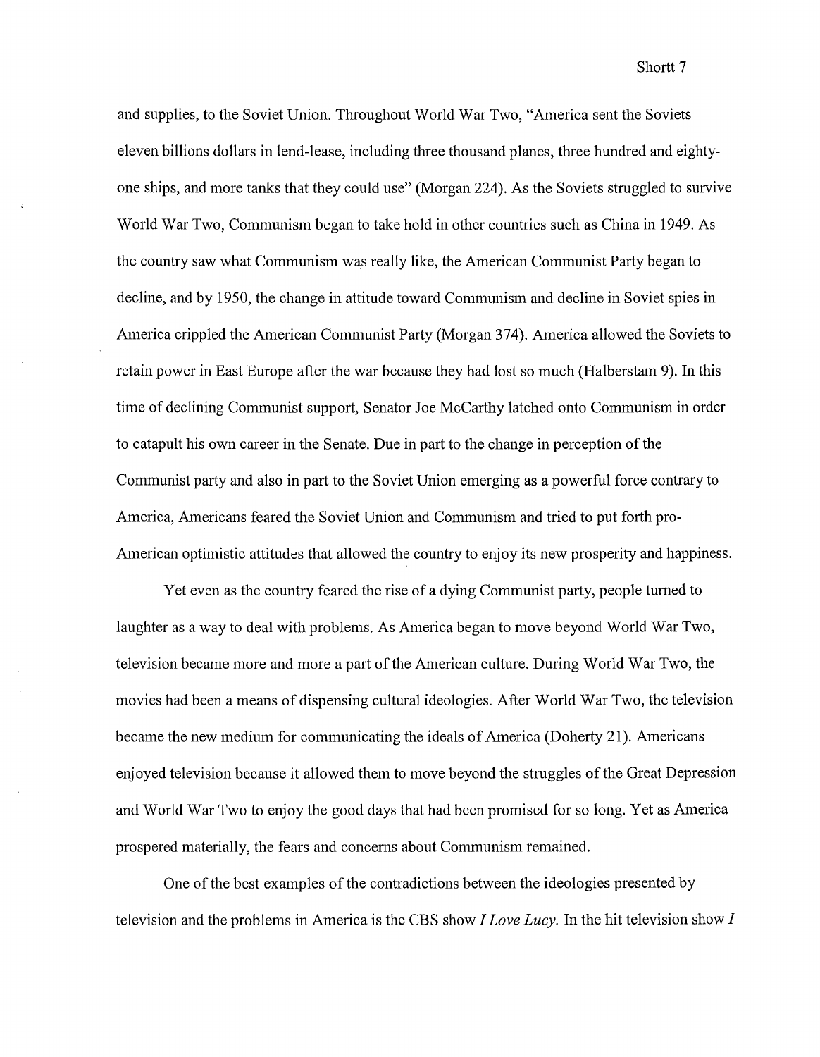and supplies, to the Soviet Union. Throughout World War Two, "America sent the Soviets eleven billions dollars in lend-lease, including three thousand planes, three hundred and eighty-one ships, and more tanks that they could use" (Morgan 224). As the Soviets struggled to survive World War Two, Communism began to take hold in other countries such as China in 1949. As the country saw what Communism was really like, the American Communist Party began to decline, and by 1950, the change in attitude toward Communism and decline in Soviet spies in America crippled the American Communist Party (Morgan 374). America allowed the Soviets to retain power in East Europe after the war because they had lost so much (Halberstam 9). In this time of declining Communist support, Senator Joe McCarthy latched onto Communism in order to catapult his own career in the Senate. Due in part to the change in perception of the Communist party and also in part to the Soviet Union emerging as a powerful force contrary to America, Americans feared the Soviet Union and Communism and tried to put forth pro-American optimistic attitudes that allowed the country to enjoy its new prosperity and happiness.

Yet even as the country feared the rise of a dying Communist party, people turned to laughter as a way to deal with problems. As America began to move beyond World War Two, television became more and more a part of the American culture. During World War Two, the movies had been a means of dispensing cultural ideologies. After World War Two, the television became the new medium for communicating the ideals of America (Doherty 21). Americans enjoyed television because it allowed them to move beyond the struggles of the Great Depression and World War Two to enjoy the good days that had been promised for so long. Yet as America prospered materially, the fears and concerns about Communism remained.

One of the best examples of the contradictions between the ideologies presented by television and the problems in America is the CBS show *I Love Lucy.* In the hit television show *I*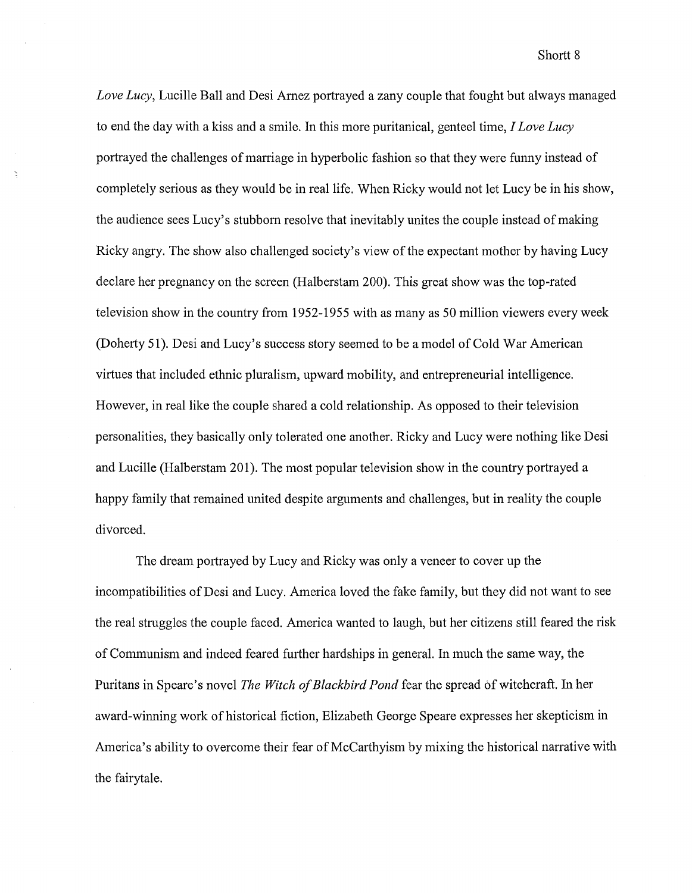*Love Lucy*, Lucille Ball and Desi Arnez portrayed a zany couple that fought but always managed to end the day with a kiss and a smile. In this more puritanical, genteel time, *I Love Lucy* portrayed the challenges of marriage in hyperbolic fashion so that they were funny instead of completely serious as they would be in real life. When Ricky would not let Lucy be in his show, the audience sees Lucy's stubborn resolve that inevitably unites the couple instead of making Ricky angry. The show also challenged society's view of the expectant mother by having Lucy declare her pregnancy on the screen (Halberstam 200). This great show was the top-rated television show in the country from 1952-1955 with as many as 50 million viewers every week (Doherty 51). Desi and Lucy's success story seemed to be a model of Cold War American virtues that included ethnic pluralism, upward mobility, and entrepreneurial intelligence. However, in real like the couple shared a cold relationship. As opposed to their television personalities, they basically only tolerated one another. Ricky and Lucy were nothing like Desi and Lucille (Halberstam 201). The most popular television show in the country portrayed a happy family that remained united despite arguments and challenges, but in reality the couple divorced.

The dream portrayed by Lucy and Ricky was only a veneer to cover up the incompatibilities of Desi and Lucy. America loved the fake family, but they did not want to see the real struggles the couple faced. America wanted to laugh, but her citizens still feared the risk of Communism and indeed feared further hardships in general. In much the same way, the Puritans in Speare's novel *The Witch of Blackbird Pond* fear the spread of witchcraft. In her award-winning work of historical fiction, Elizabeth George Speare expresses her skepticism in America's ability to overcome their fear of McCarthyism by mixing the historical narrative with the fairytale.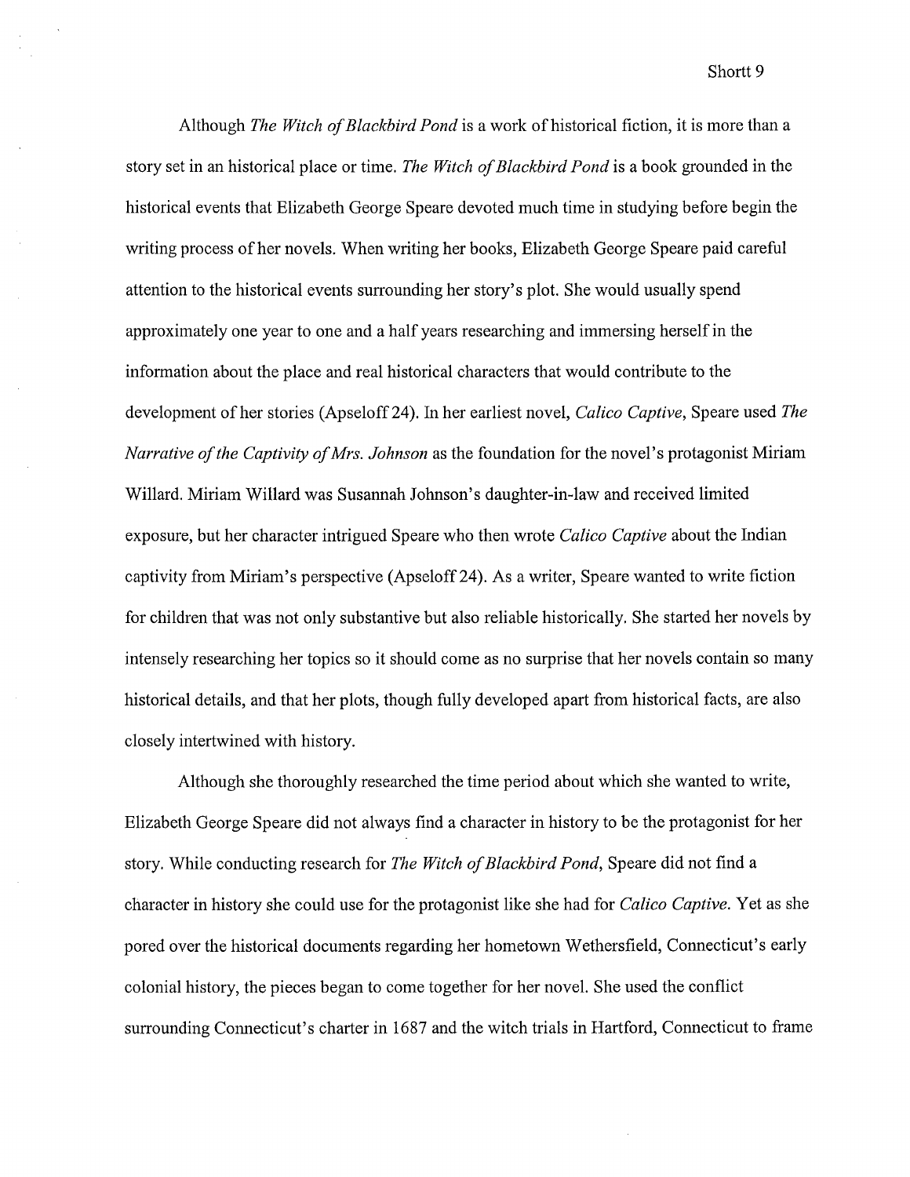Although *The Witch of Blackbird Pond* is a work of historical fiction, it is more than a story set in an historical place or time. *The Witch of Blackbird Pond* is a book grounded in the historical events that Elizabeth George Speare devoted much time in studying before begin the writing process of her novels. When writing her books, Elizabeth George Speare paid careful attention to the historical events surrounding her story's plot. She would usually spend approximately one year to one and a half years researching and immersing herself in the information about the place and real historical characters that would contribute to the development of her stories (Apseloff 24). In her earliest novel, *Calico Captive*, Speare used *The Narrative of the Captivity of Mrs. Johnson* as the foundation for the novel's protagonist Miriam Willard. Miriam Willard was Susannah Johnson's daughter-in-law and received limited exposure, but her character intrigued Speare who then wrote *Calico Captive* about the Indian captivity from Miriam's perspective (Apseloff 24). As a writer, Speare wanted to write fiction for children that was not only substantive but also reliable historically. She started her novels by intensely researching her topics so it should come as no surprise that her novels contain so many historical details, and that her plots, though fully developed apart from historical facts, are also closely intertwined with history.

Although she thoroughly researched the time period about which she wanted to write, Elizabeth George Speare did not always find a character in history to be the protagonist for her story. While conducting research for *The Witch of Blackbird Pond*, Speare did not find a character in history she could use for the protagonist like she had for *Calico Captive*. Yet as she pored over the historical documents regarding her hometown Wethersfield, Connecticut's early colonial history, the pieces began to come together for her novel. She used the conflict surrounding Connecticut's charter in 1687 and the witch trials in Hartford, Connecticut to frame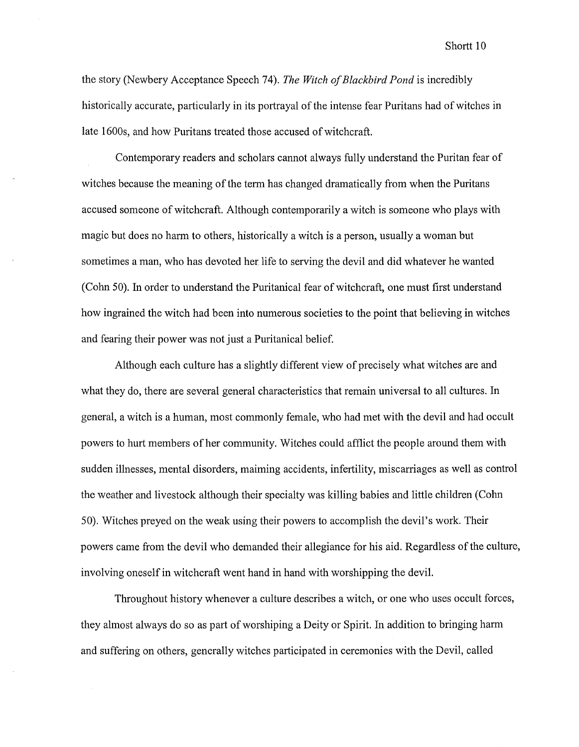the story (Newbery Acceptance Speech 74). *The Witch of Blackbird Pond* is incredibly historically accurate, particularly in its portrayal of the intense fear Puritans had of witches in late 1600s, and how Puritans treated those accused of witchcraft.

Contemporary readers and scholars cannot always fully understand the Puritan fear of witches because the meaning of the term has changed dramatically from when the Puritans accused someone of witchcraft. Although contemporarily a witch is someone who plays with magic but does no harm to others, historically a witch is a person, usually a woman but sometimes a man, who has devoted her life to serving the devil and did whatever he wanted (Cohn 50). In order to understand the Puritanical fear of witchcraft, one must first understand how ingrained the witch had been into numerous societies to the point that believing in witches and fearing their power was not just a Puritanical belief.

Although each culture has a slightly different view of precisely what witches are and what they do, there are several general characteristics that remain universal to all cultures. In general, a witch is a human, most commonly female, who had met with the devil and had occult powers to hurt members of her community. Witches could afflict the people around them with sudden illnesses, mental disorders, maiming accidents, infertility, miscarriages as well as control the weather and livestock although their specialty was killing babies and little children (Cohn 50). Witches preyed on the weak using their powers to accomplish the devil's work. Their powers came from the devil who demanded their allegiance for his aid. Regardless of the culture, involving oneself in witchcraft went hand in hand with worshipping the devil.

Throughout history whenever a culture describes a witch, or one who uses occult forces, they almost always do so as part of worshiping a Deity or Spirit. In addition to bringing harm and suffering on others, generally witches participated in ceremonies with the Devil, called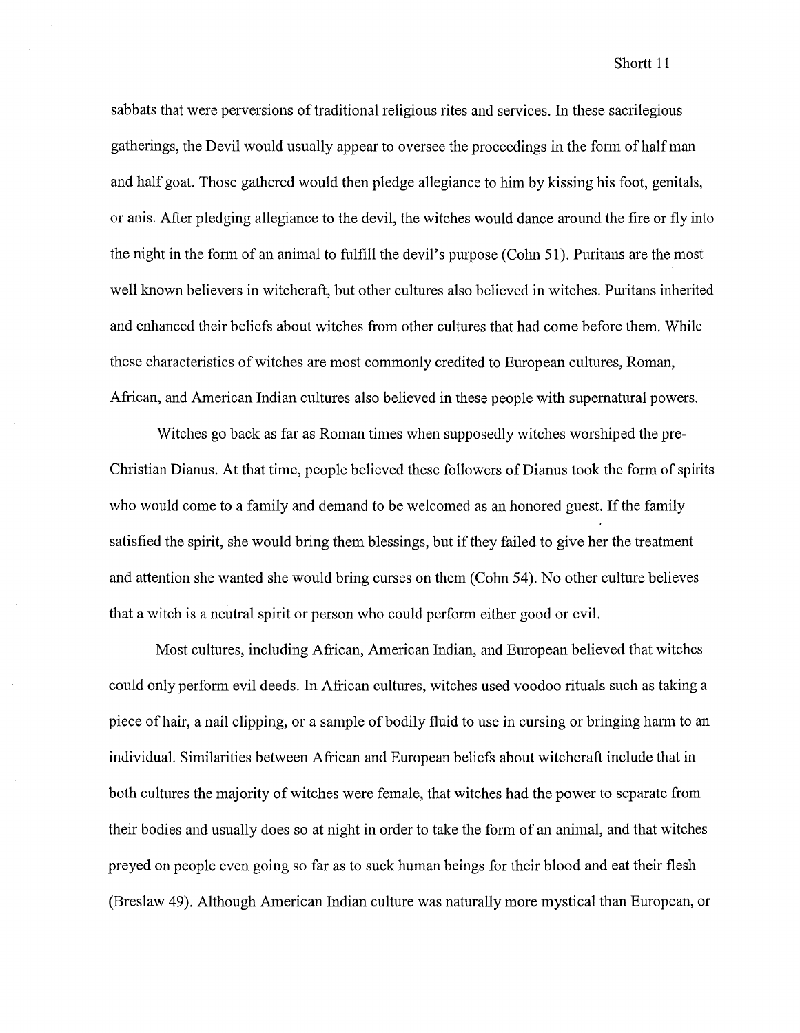sabbats that were perversions of traditional religious rites and services. In these sacrilegious gatherings, the Devil would usually appear to oversee the proceedings in the form of half man and half goat. Those gathered would then pledge allegiance to him by kissing his foot, genitals, or anis. After pledging allegiance to the devil, the witches would dance around the fire or fly into the night in the form of an animal to fulfill the devil's purpose (Cohn 51). Puritans are the most well known believers in witchcraft, but other cultures also believed in witches. Puritans inherited and enhanced their beliefs about witches from other cultures that had come before them. While these characteristics of witches are most commonly credited to European cultures, Roman, African, and American Indian cultures also believed in these people with supernatural powers.

Witches go back as far as Roman times when supposedly witches worshiped the pre-Christian Dianus. At that time, people believed these followers of Dianus took the form of spirits who would come to a family and demand to be welcomed as an honored guest. If the family satisfied the spirit, she would bring them blessings, but if they failed to give her the treatment and attention she wanted she would bring curses on them (Cohn 54). No other culture believes that a witch is a neutral spirit or person who could perform either good or evil.

Most cultures, including African, American Indian, and European believed that witches could only perform evil deeds. In African cultures, witches used voodoo rituals such as taking a piece of hair, a nail clipping, or a sample of bodily fluid to use in cursing or bringing harm to an individual. Similarities between African and European beliefs about witchcraft include that in both cultures the majority of witches were female, that witches had the power to separate from their bodies and usually does so at night in order to take the form of an animal, and that witches preyed on people even going so far as to suck human beings for their blood and eat their flesh (Breslaw 49). Although American Indian culture was naturally more mystical than European, or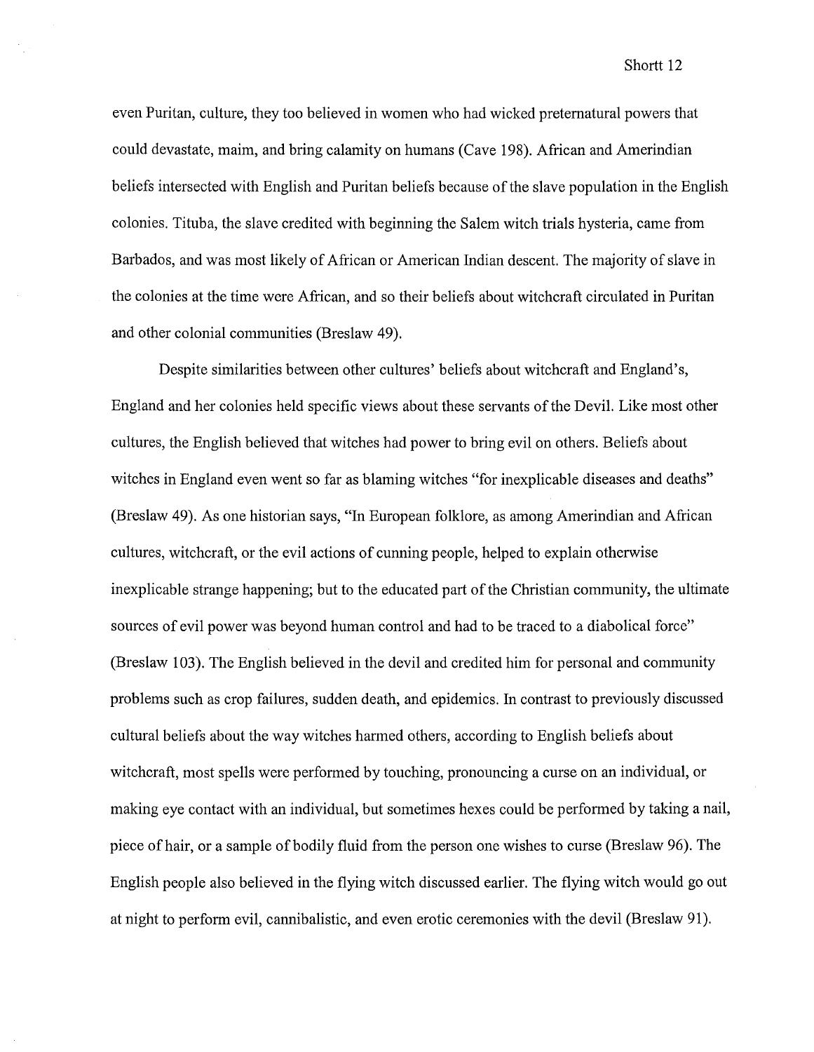even Puritan, culture, they too believed in women who had wicked preternatural powers that could devastate, maim, and bring calamity on humans (Cave 198). African and Amerindian beliefs intersected with English and Puritan beliefs because of the slave population in the English colonies. Tituba, the slave credited with beginning the Salem witch trials hysteria, came from Barbados, and was most likely of African or American Indian descent. The majority of slave in the colonies at the time were African, and so their beliefs about witchcraft circulated in Puritan and other colonial communities (Breslaw 49).

Despite similarities between other cultures' beliefs about witchcraft and England's, England and her colonies held specific views about these servants of the Devil. Like most other cultures, the English believed that witches had power to bring evil on others. Beliefs about witches in England even went so far as blaming witches "for inexplicable diseases and deaths" (Breslaw 49). As one historian says, "In European folklore, as among Amerindian and African cultures, witchcraft, or the evil actions of cunning people, helped to explain otherwise inexplicable strange happening; but to the educated part of the Christian community, the ultimate sources of evil power was beyond human control and had to be traced to a diabolical force" (Breslaw 103). The English believed in the devil and credited him for personal and community problems such as crop failures, sudden death, and epidemics. In contrast to previously discussed cultural beliefs about the way witches harmed others, according to English beliefs about witchcraft, most spells were performed by touching, pronouncing a curse on an individual, or making eye contact with an individual, but sometimes hexes could be performed by taking a nail, piece of hair, or a sample of bodily fluid from the person one wishes to curse (Breslaw 96). The English people also believed in the flying witch discussed earlier. The flying witch would go out at night to perform evil, cannibalistic, and even erotic ceremonies with the devil (Breslaw 91).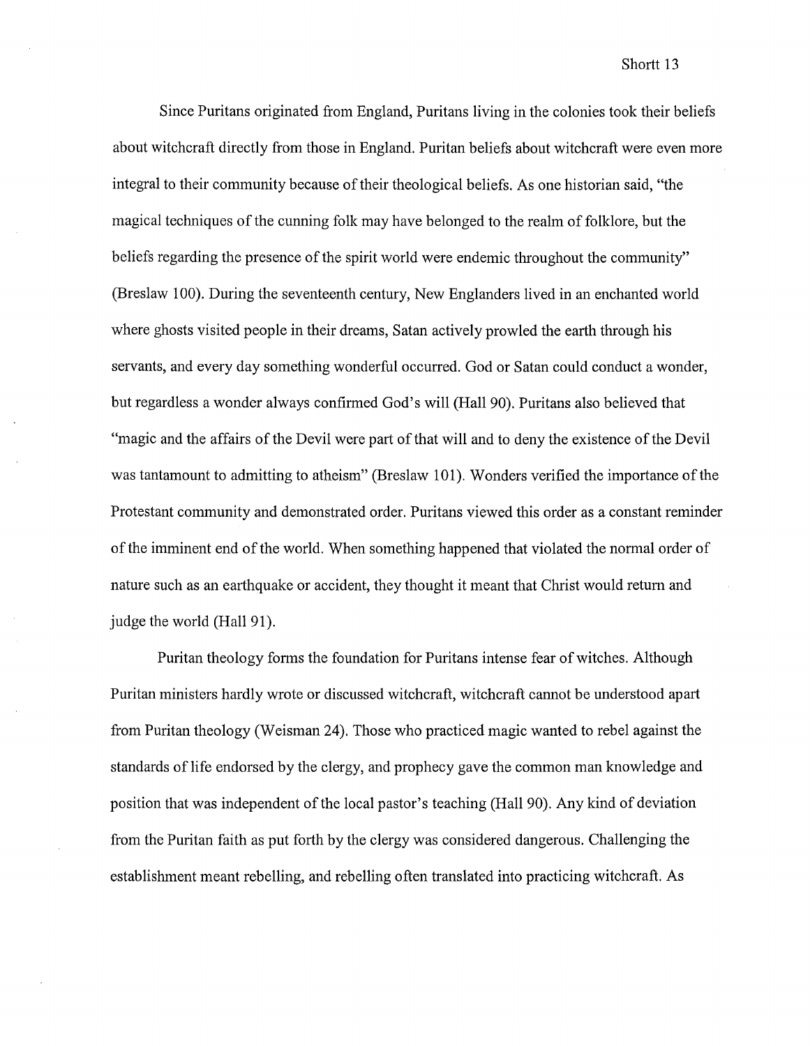Since Puritans originated from England, Puritans living in the colonies took their beliefs about witchcraft directly from those in England. Puritan beliefs about witchcraft were even more integral to their community because of their theological beliefs. As one historian said, "the magical techniques of the cunning folk may have belonged to the realm of folklore, but the beliefs regarding the presence of the spirit world were endemic throughout the community" (Breslaw 100). During the seventeenth century, New Englanders lived in an enchanted world where ghosts visited people in their dreams, Satan actively prowled the earth through his servants, and every day something wonderful occurred. God or Satan could conduct a wonder, but regardless a wonder always confirmed God's will (Hall 90). Puritans also believed that "magic and the affairs of the Devil were part of that will and to deny the existence of the Devil was tantamount to admitting to atheism" (Breslaw 101). Wonders verified the importance of the Protestant community and demonstrated order. Puritans viewed this order as a constant reminder of the imminent end of the world. When something happened that violated the normal order of nature such as an earthquake or accident, they thought it meant that Christ would return and judge the world (Hall 91).

Puritan theology forms the foundation for Puritans intense fear of witches. Although Puritan ministers hardly wrote or discussed witchcraft, witchcraft cannot be understood apart from Puritan theology (Weisman 24). Those who practiced magic wanted to rebel against the standards of life endorsed by the clergy, and prophecy gave the common man knowledge and position that was independent of the local pastor's teaching (Hall 90). Any kind of deviation from the Puritan faith as put forth by the clergy was considered dangerous. Challenging the establishment meant rebelling, and rebelling often translated into practicing witchcraft. As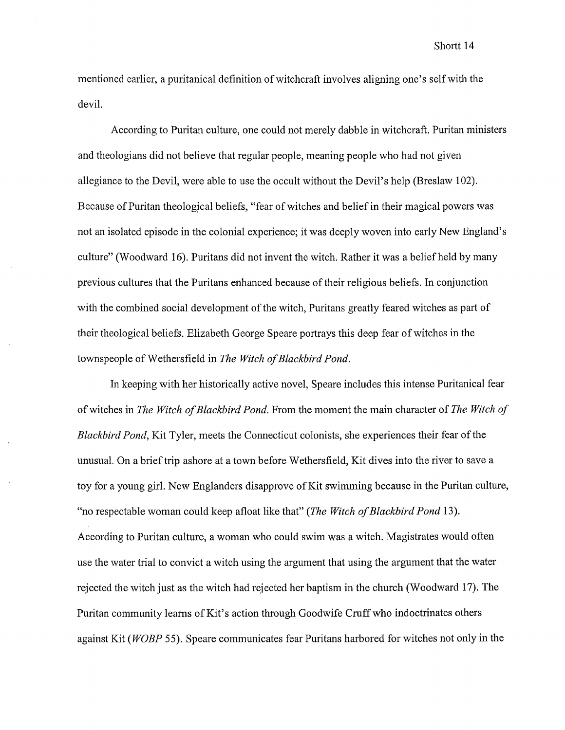mentioned earlier, a puritanical definition of witchcraft involves aligning one's self with the devil.

According to Puritan culture, one could not merely dabble in witchcraft. Puritan ministers and theologians did not believe that regular people, meaning people who had not given allegiance to the Devil, were able to use the occult without the Devil's help (Breslaw 102). Because of Puritan theological beliefs, "fear of witches and belief in their magical powers was not an isolated episode in the colonial experience; it was deeply woven into early New England's culture" (Woodward 16). Puritans did not invent the witch. Rather it was a belief held by many previous cultures that the Puritans enhanced because of their religious beliefs. In conjunction with the combined social development of the witch, Puritans greatly feared witches as part of their theological beliefs. Elizabeth George Speare portrays this deep fear of witches in the townspeople of Wethersfield in *The Witch of Blackbird Pond*.

In keeping with her historically active novel, Speare includes this intense Puritanical fear of witches in *The Witch of Blackbird Pond*. From the moment the main character of *The Witch of Blackbird Pond*, Kit Tyler, meets the Connecticut colonists, she experiences their fear of the unusual. On a brief trip ashore at a town before Wethersfield, Kit dives into the river to save a toy for a young girl. New Englanders disapprove of Kit swimming because in the Puritan culture, "no respectable woman could keep afloat like that" (*The Witch of Blackbird Pond* 13). According to Puritan culture, a woman who could swim was a witch. Magistrates would often use the water trial to convict a witch using the argument that using the argument that the water rejected the witch just as the witch had rejected her baptism in the church (Woodward 17). The Puritan community learns of Kit's action through Goodwife Cruff who indoctrinates others against Kit (*WOBP* 55). Speare communicates fear Puritans harbored for witches not only in the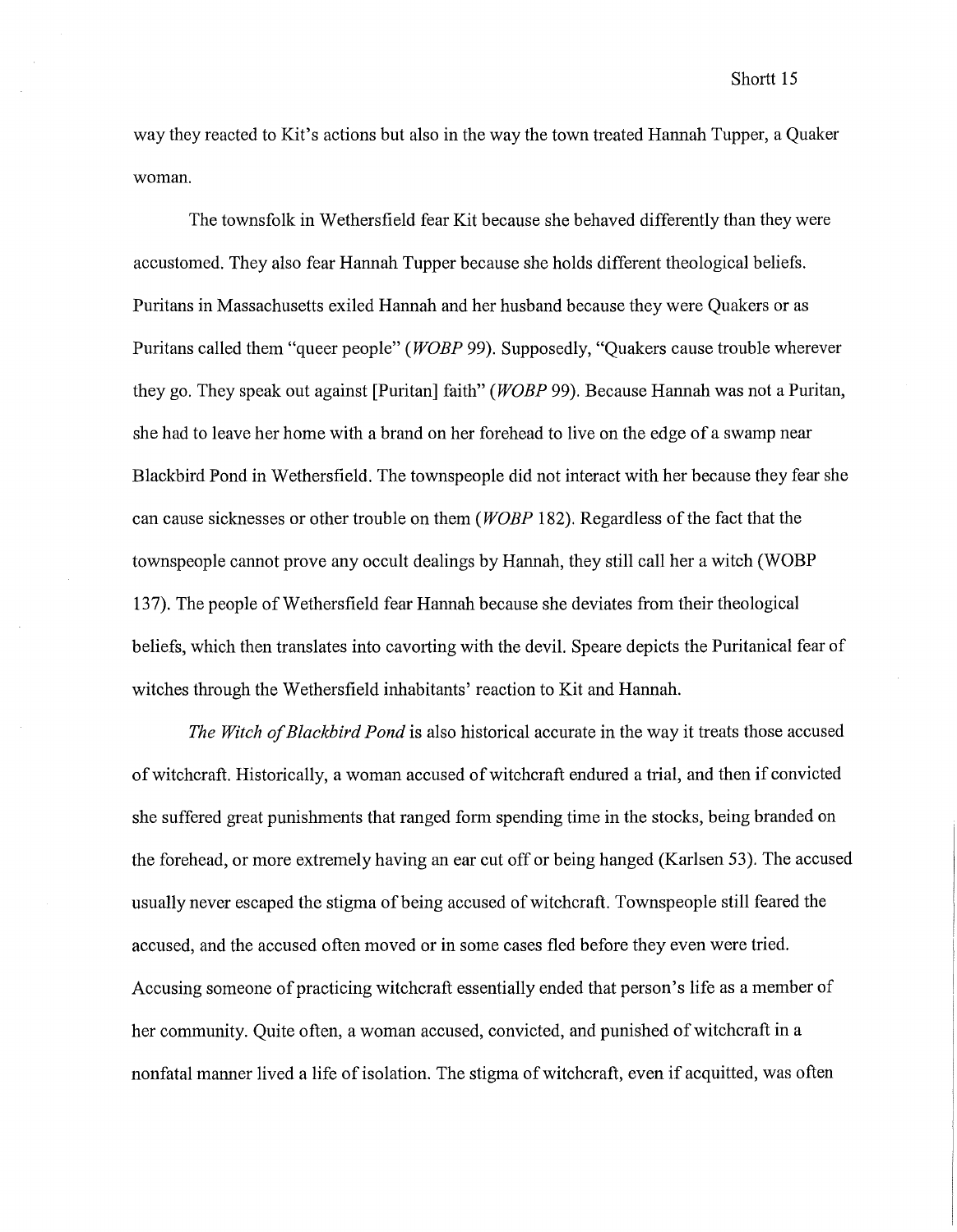way they reacted to Kit's actions but also in the way the town treated Hannah Tupper, a Quaker woman.

The townsfolk in Wethersfield fear Kit because she behaved differently than they were accustomed. They also fear Hannah Tupper because she holds different theological beliefs. Puritans in Massachusetts exiled Hannah and her husband because they were Quakers or as Puritans called them "queer people" (*WOBP* 99). Supposedly, "Quakers cause trouble wherever they go. They speak out against [Puritan] faith" (*WOBP* 99). Because Hannah was not a Puritan, she had to leave her home with a brand on her forehead to live on the edge of a swamp near Blackbird Pond in Wethersfield. The townspeople did not interact with her because they fear she can cause sicknesses or other trouble on them (*WOBP* 182). Regardless of the fact that the townspeople cannot prove any occult dealings by Hannah, they still call her a witch (WOBP 137). The people of Wethersfield fear Hannah because she deviates from their theological beliefs, which then translates into cavorting with the devil. Speare depicts the Puritanical fear of witches through the Wethersfield inhabitants' reaction to Kit and Hannah.

*The Witch of Blackbird Pond* is also historical accurate in the way it treats those accused of witchcraft. Historically, a woman accused of witchcraft endured a trial, and then if convicted she suffered great punishments that ranged form spending time in the stocks, being branded on the forehead, or more extremely having an ear cut off or being hanged (Karlsen 53). The accused usually never escaped the stigma of being accused of witchcraft. Townspeople still feared the accused, and the accused often moved or in some cases fled before they even were tried. Accusing someone of practicing witchcraft essentially ended that person's life as a member of her community. Quite often, a woman accused, convicted, and punished of witchcraft in a nonfatal manner lived a life of isolation. The stigma of witchcraft, even if acquitted, was often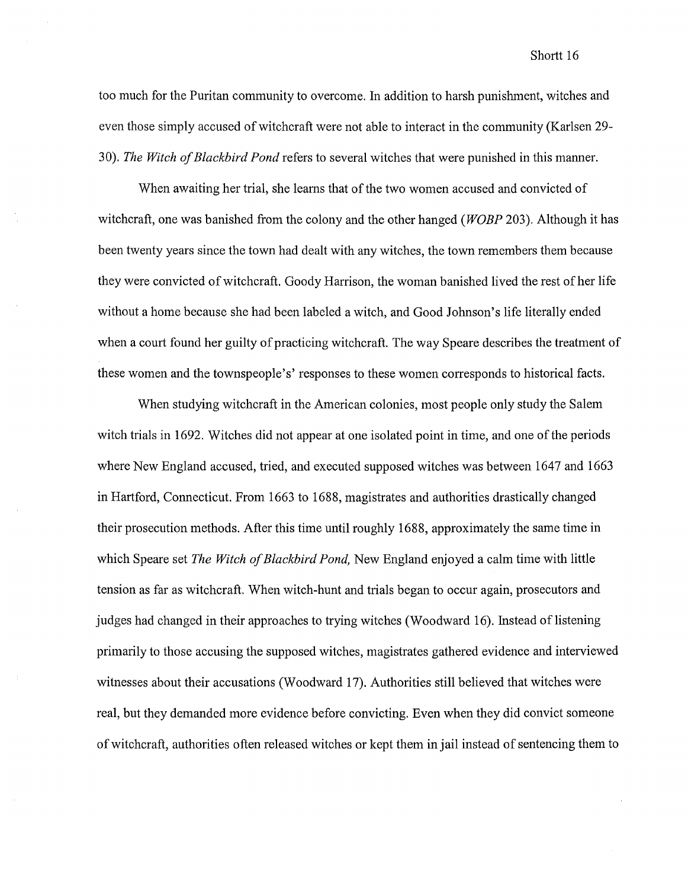too much for the Puritan community to overcome. In addition to harsh punishment, witches and even those simply accused of witchcraft were not able to interact in the community (Karlsen 29-30). *The Witch of Blackbird Pond* refers to several witches that were punished in this manner.

When awaiting her trial, she learns that of the two women accused and convicted of witchcraft, one was banished from the colony and the other hanged (*WOBP* 203). Although it has been twenty years since the town had dealt with any witches, the town remembers them because they were convicted of witchcraft. Goody Harrison, the woman banished lived the rest of her life without a home because she had been labeled a witch, and Good Johnson's life literally ended when a court found her guilty of practicing witchcraft. The way Speare describes the treatment of these women and the townspeople's' responses to these women corresponds to historical facts.

When studying witchcraft in the American colonies, most people only study the Salem witch trials in 1692. Witches did not appear at one isolated point in time, and one of the periods where New England accused, tried, and executed supposed witches was between 1647 and 1663 in Hartford, Connecticut. From 1663 to 1688, magistrates and authorities drastically changed their prosecution methods. After this time until roughly 1688, approximately the same time in which Speare set *The Witch of Blackbird Pond,* New England enjoyed a calm time with little tension as far as witchcraft. When witch-hunt and trials began to occur again, prosecutors and judges had changed in their approaches to trying witches (Woodward 16). Instead of listening primarily to those accusing the supposed witches, magistrates gathered evidence and interviewed witnesses about their accusations (Woodward 17). Authorities still believed that witches were real, but they demanded more evidence before convicting. Even when they did convict someone of witchcraft, authorities often released witches or kept them in jail instead of sentencing them to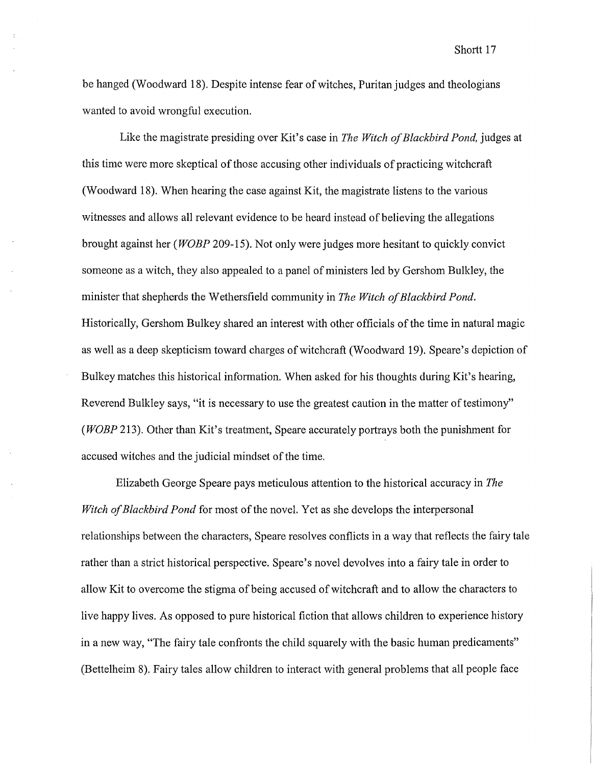be hanged (Woodward 18). Despite intense fear of witches, Puritan judges and theologians wanted to avoid wrongful execution.

Like the magistrate presiding over Kit's case in *The Witch of Blackbird Pond,* judges at this time were more skeptical of those accusing other individuals of practicing witchcraft (Woodward 18). When hearing the case against Kit, the magistrate listens to the various witnesses and allows all relevant evidence to be heard instead of believing the allegations brought against her (*WOBP* 209-15). Not only were judges more hesitant to quickly convict someone as a witch, they also appealed to a panel of ministers led by Gershom Bulkley, the minister that shepherds the Wethersfield community in *The Witch of Blackbird Pond.* Historically, Gershom Bulkey shared an interest with other officials of the time in natural magic as well as a deep skepticism toward charges of witchcraft (Woodward 19). Speare's depiction of Bulkey matches this historical information. When asked for his thoughts during Kit's hearing, Reverend Bulkley says, "it is necessary to use the greatest caution in the matter of testimony" (*WOBP* 213). Other than Kit's treatment, Speare accurately portrays both the punishment for accused witches and the judicial mindset of the time.

Elizabeth George Speare pays meticulous attention to the historical accuracy in *The Witch of Blackbird Pond* for most of the novel. Yet as she develops the interpersonal relationships between the characters, Speare resolves conflicts in a way that reflects the fairy tale rather than a strict historical perspective. Speare's novel devolves into a fairy tale in order to allow Kit to overcome the stigma of being accused of witchcraft and to allow the characters to live happy lives. As opposed to pure historical fiction that allows children to experience history in a new way, "The fairy tale confronts the child squarely with the basic human predicaments" (Bettelheim 8). Fairy tales allow children to interact with general problems that all people face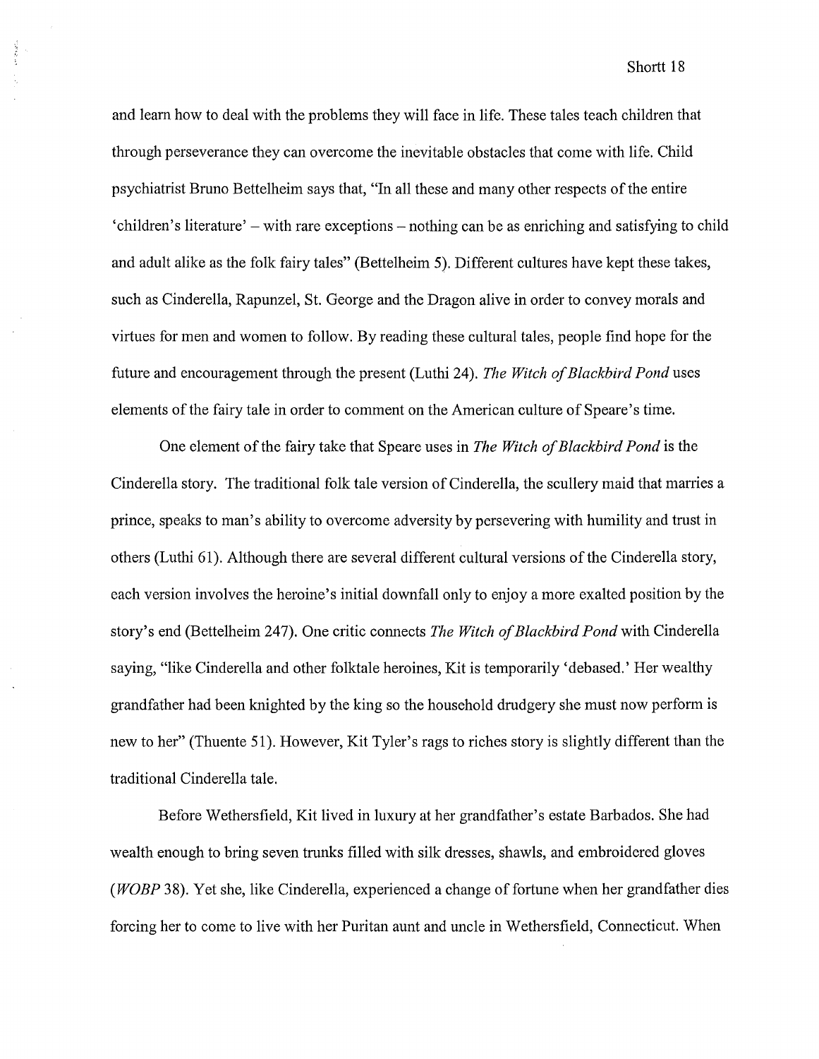and learn how to deal with the problems they will face in life. These tales teach children that through perseverance they can overcome the inevitable obstacles that come with life. Child psychiatrist Bruno Bettelheim says that, "In all these and many other respects of the entire 'children's literature' – with rare exceptions – nothing can be as enriching and satisfying to child and adult alike as the folk fairy tales" (Bettelheim 5). Different cultures have kept these takes, such as Cinderella, Rapunzel, St. George and the Dragon alive in order to convey morals and virtues for men and women to follow. By reading these cultural tales, people find hope for the future and encouragement through the present (Luthi 24). *The Witch of Blackbird Pond* uses elements of the fairy tale in order to comment on the American culture of Speare's time.

One element of the fairy take that Speare uses in *The Witch of Blackbird Pond* is the Cinderella story. The traditional folk tale version of Cinderella, the scullery maid that marries a prince, speaks to man's ability to overcome adversity by persevering with humility and trust in others (Luthi 61). Although there are several different cultural versions of the Cinderella story, each version involves the heroine's initial downfall only to enjoy a more exalted position by the story's end (Bettelheim 247). One critic connects *The Witch of Blackbird Pond* with Cinderella saying, "like Cinderella and other folktale heroines, Kit is temporarily 'debased.' Her wealthy grandfather had been knighted by the king so the household drudgery she must now perform is new to her" (Thuente 51). However, Kit Tyler's rags to riches story is slightly different than the traditional Cinderella tale.

Before Wethersfield, Kit lived in luxury at her grandfather's estate Barbados. She had wealth enough to bring seven trunks filled with silk dresses, shawls, and embroidered gloves (*WOBP* 38). Yet she, like Cinderella, experienced a change of fortune when her grandfather dies forcing her to come to live with her Puritan aunt and uncle in Wethersfield, Connecticut. When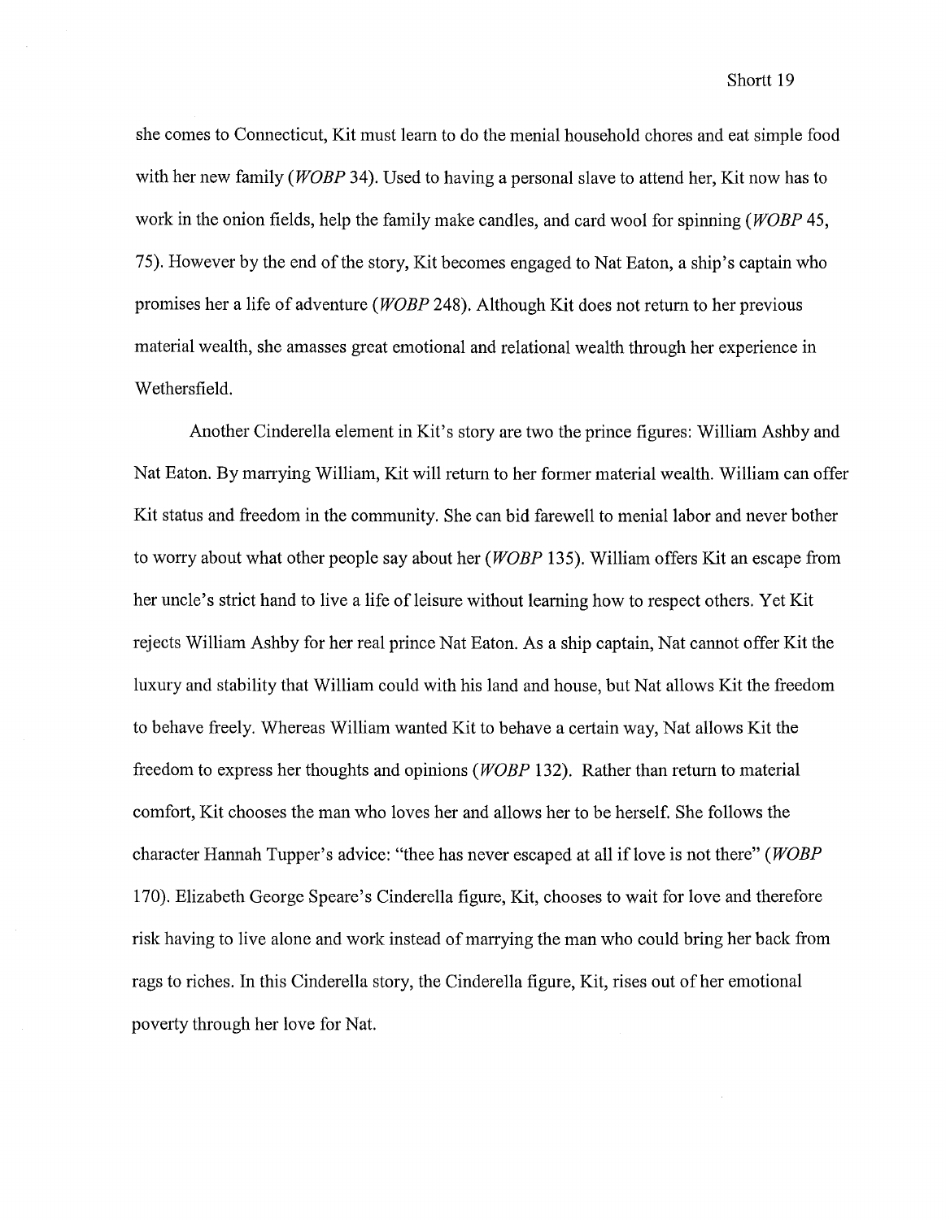she comes to Connecticut, Kit must learn to do the menial household chores and eat simple food with her new family (*WOBP* 34). Used to having a personal slave to attend her, Kit now has to work in the onion fields, help the family make candles, and card wool for spinning (*WOBP* 45, 75). However by the end of the story, Kit becomes engaged to Nat Eaton, a ship's captain who promises her a life of adventure (*WOBP* 248). Although Kit does not return to her previous material wealth, she amasses great emotional and relational wealth through her experience in Wethersfield.

Another Cinderella element in Kit's story are two the prince figures: William Ashby and Nat Eaton. By marrying William, Kit will return to her former material wealth. William can offer Kit status and freedom in the community. She can bid farewell to menial labor and never bother to worry about what other people say about her (*WOBP* 135). William offers Kit an escape from her uncle's strict hand to live a life of leisure without learning how to respect others. Yet Kit rejects William Ashby for her real prince Nat Eaton. As a ship captain, Nat cannot offer Kit the luxury and stability that William could with his land and house, but Nat allows Kit the freedom to behave freely. Whereas William wanted Kit to behave a certain way, Nat allows Kit the freedom to express her thoughts and opinions (*WOBP* 132). Rather than return to material comfort, Kit chooses the man who loves her and allows her to be herself. She follows the character Hannah Tupper's advice: "thee has never escaped at all if love is not there" (*WOBP* 170). Elizabeth George Speare's Cinderella figure, Kit, chooses to wait for love and therefore risk having to live alone and work instead of marrying the man who could bring her back from rags to riches. In this Cinderella story, the Cinderella figure, Kit, rises out of her emotional poverty through her love for Nat.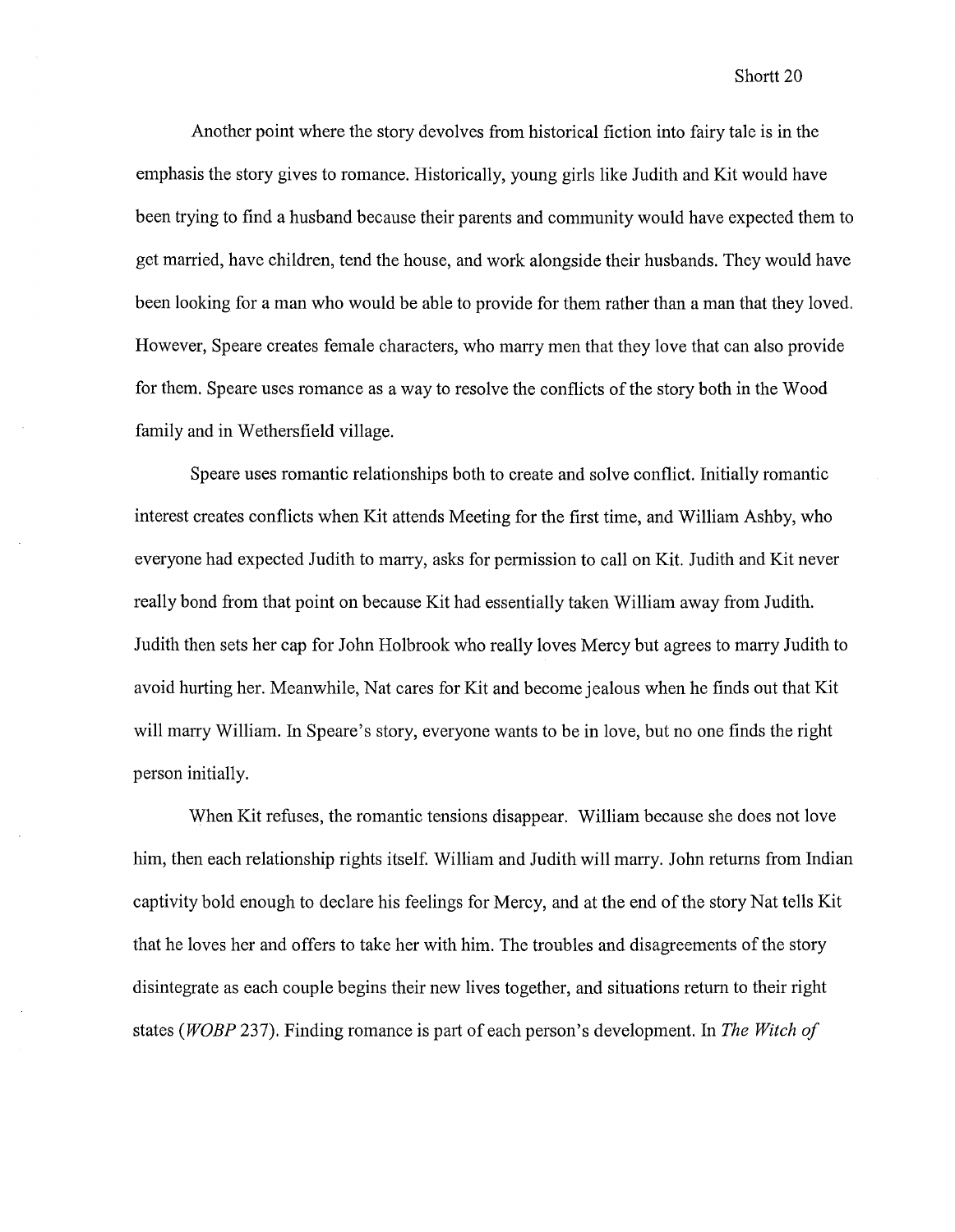Another point where the story devolves from historical fiction into fairy tale is in the emphasis the story gives to romance. Historically, young girls like Judith and Kit would have been trying to find a husband because their parents and community would have expected them to get married, have children, tend the house, and work alongside their husbands. They would have been looking for a man who would be able to provide for them rather than a man that they loved. However, Speare creates female characters, who marry men that they love that can also provide for them. Speare uses romance as a way to resolve the conflicts of the story both in the Wood family and in Wethersfield village.

Speare uses romantic relationships both to create and solve conflict. Initially romantic interest creates conflicts when Kit attends Meeting for the first time, and William Ashby, who everyone had expected Judith to marry, asks for permission to call on Kit. Judith and Kit never really bond from that point on because Kit had essentially taken William away from Judith. Judith then sets her cap for John Holbrook who really loves Mercy but agrees to marry Judith to avoid hurting her. Meanwhile, Nat cares for Kit and become jealous when he finds out that Kit will marry William. In Speare's story, everyone wants to be in love, but no one finds the right person initially.

When Kit refuses, the romantic tensions disappear. William because she does not love him, then each relationship rights itself. William and Judith will marry. John returns from Indian captivity bold enough to declare his feelings for Mercy, and at the end of the story Nat tells Kit that he loves her and offers to take her with him. The troubles and disagreements of the story disintegrate as each couple begins their new lives together, and situations return to their right states (*WOBP* 237). Finding romance is part of each person's development. In *The Witch of*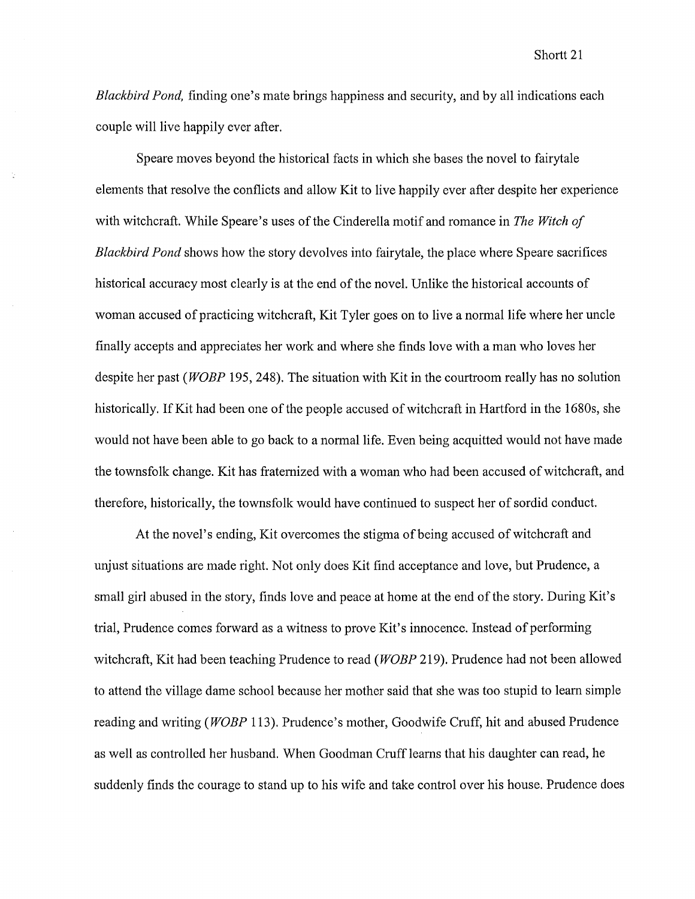*Blackbird Pond,* finding one's mate brings happiness and security, and by all indications each couple will live happily ever after.

Speare moves beyond the historical facts in which she bases the novel to fairytale elements that resolve the conflicts and allow Kit to live happily ever after despite her experience with witchcraft. While Speare's uses of the Cinderella motif and romance in *The Witch of Blackbird Pond* shows how the story devolves into fairytale, the place where Speare sacrifices historical accuracy most clearly is at the end of the novel. Unlike the historical accounts of woman accused of practicing witchcraft, Kit Tyler goes on to live a normal life where her uncle finally accepts and appreciates her work and where she finds love with a man who loves her despite her past (*WOBP* 195, 248). The situation with Kit in the courtroom really has no solution historically. If Kit had been one of the people accused of witchcraft in Hartford in the 1680s, she would not have been able to go back to a normal life. Even being acquitted would not have made the townsfolk change. Kit has fraternized with a woman who had been accused of witchcraft, and therefore, historically, the townsfolk would have continued to suspect her of sordid conduct.

At the novel's ending, Kit overcomes the stigma of being accused of witchcraft and unjust situations are made right. Not only does Kit find acceptance and love, but Prudence, a small girl abused in the story, finds love and peace at home at the end of the story. During Kit's trial, Prudence comes forward as a witness to prove Kit's innocence. Instead of performing witchcraft, Kit had been teaching Prudence to read (*WOBP* 219). Prudence had not been allowed to attend the village dame school because her mother said that she was too stupid to learn simple reading and writing (*WOBP* 113). Prudence's mother, Goodwife Cruff, hit and abused Prudence as well as controlled her husband. When Goodman Cruff learns that his daughter can read, he suddenly finds the courage to stand up to his wife and take control over his house. Prudence does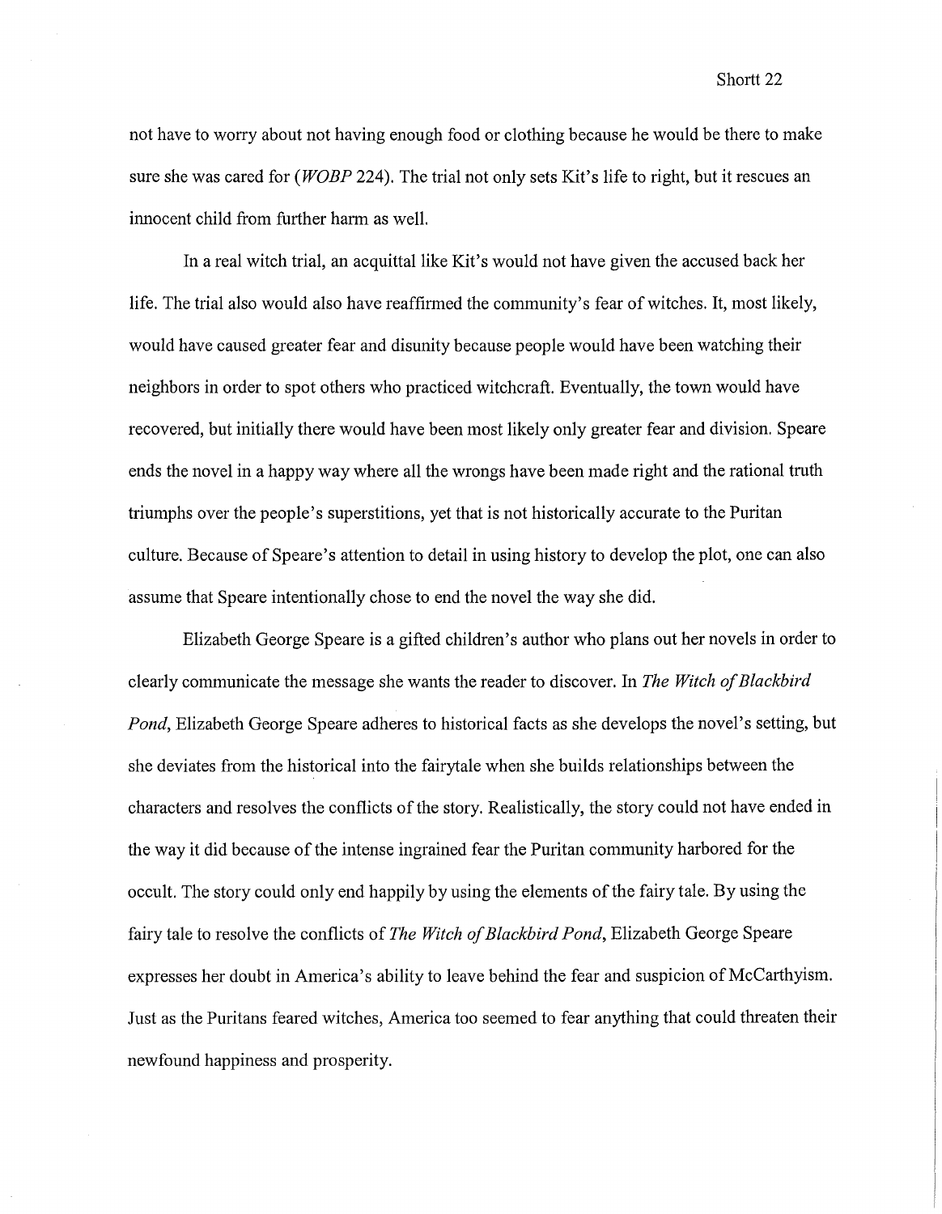not have to worry about not having enough food or clothing because he would be there to make sure she was cared for (*WOBP* 224). The trial not only sets Kit's life to right, but it rescues an innocent child from further harm as well.

In a real witch trial, an acquittal like Kit's would not have given the accused back her life. The trial also would also have reaffirmed the community's fear of witches. It, most likely, would have caused greater fear and disunity because people would have been watching their neighbors in order to spot others who practiced witchcraft. Eventually, the town would have recovered, but initially there would have been most likely only greater fear and division. Speare ends the novel in a happy way where all the wrongs have been made right and the rational truth triumphs over the people's superstitions, yet that is not historically accurate to the Puritan culture. Because of Speare's attention to detail in using history to develop the plot, one can also assume that Speare intentionally chose to end the novel the way she did.

Elizabeth George Speare is a gifted children's author who plans out her novels in order to clearly communicate the message she wants the reader to discover. In *The Witch of Blackbird Pond*, Elizabeth George Speare adheres to historical facts as she develops the novel's setting, but she deviates from the historical into the fairytale when she builds relationships between the characters and resolves the conflicts of the story. Realistically, the story could not have ended in the way it did because of the intense ingrained fear the Puritan community harbored for the occult. The story could only end happily by using the elements of the fairy tale. By using the fairy tale to resolve the conflicts of *The Witch of Blackbird Pond*, Elizabeth George Speare expresses her doubt in America's ability to leave behind the fear and suspicion of McCarthyism. Just as the Puritans feared witches, America too seemed to fear anything that could threaten their newfound happiness and prosperity.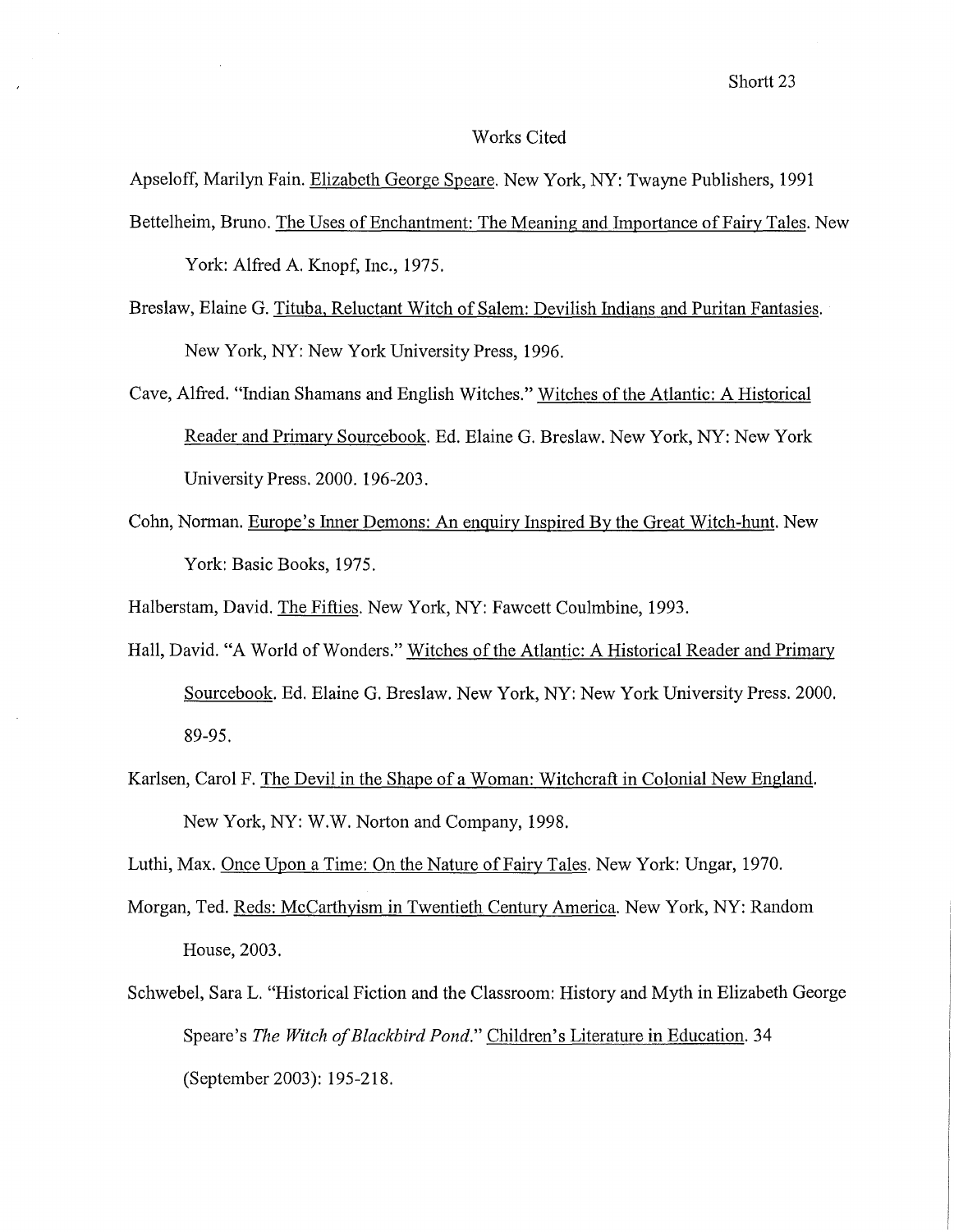# Works Cited

Apseloff, Marilyn Fain. <u>Elizabeth George Speare</u>. New York, NY: Twayne Publishers, 1991

Bettelheim, Bruno. <u>The Uses of Enchantment: The Meaning and Importance of Fairy Tales</u>. New York: Alfred A. Knopf, Inc., 1975.

Breslaw, Elaine G. <u>Tituba, Reluctant Witch of Salem: Devilish Indians and Puritan Fantasies</u>. New York, NY: New York University Press, 1996.

Cave, Alfred. "Indian Shamans and English Witches." <u>Witches of the Atlantic: A Historical Reader and Primary Sourcebook</u>. Ed. Elaine G. Breslaw. New York, NY: New York University Press. 2000. 196-203.

Cohn, Norman. <u>Europe's Inner Demons: An enquiry Inspired By the Great Witch-hunt</u>. New York: Basic Books, 1975.

Halberstam, David. <u>The Fifties</u>. New York, NY: Fawcett Coulmbine, 1993.

Hall, David. "A World of Wonders." <u>Witches of the Atlantic: A Historical Reader and Primary Sourcebook</u>. Ed. Elaine G. Breslaw. New York, NY: New York University Press. 2000. 89-95.

Karlsen, Carol F. <u>The Devil in the Shape of a Woman: Witchcraft in Colonial New England</u>. New York, NY: W.W. Norton and Company, 1998.

Luthi, Max. <u>Once Upon a Time: On the Nature of Fairy Tales</u>. New York: Ungar, 1970.

Morgan, Ted. <u>Reds: McCarthyism in Twentieth Century America</u>. New York, NY: Random House, 2003.

Schwebel, Sara L. "Historical Fiction and the Classroom: History and Myth in Elizabeth George Speare's *The Witch of Blackbird Pond*." <u>Children's Literature in Education</u>. 34 (September 2003): 195-218.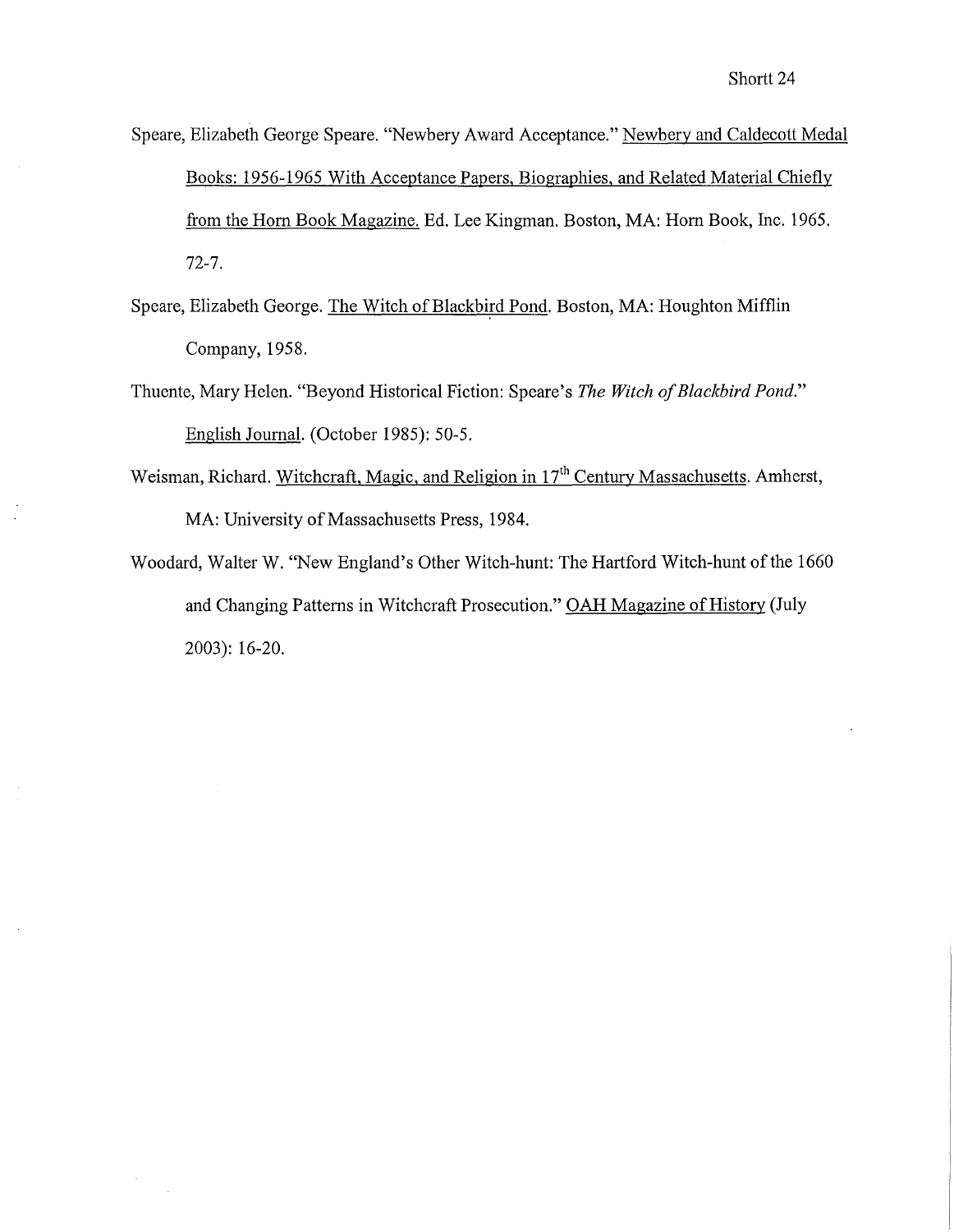Speare, Elizabeth George Speare. "Newbery Award Acceptance." Newbery and Caldecott Medal Books: 1956-1965 With Acceptance Papers, Biographies, and Related Material Chiefly from the Horn Book Magazine. Ed. Lee Kingman. Boston, MA: Horn Book, Inc. 1965. 72-7.

Speare, Elizabeth George. The Witch of Blackbird Pond. Boston, MA: Houghton Mifflin Company, 1958.

Thuente, Mary Helen. "Beyond Historical Fiction: Speare's *The Witch of Blackbird Pond*." English Journal. (October 1985): 50-5.

Weisman, Richard. Witchcraft, Magic, and Religion in 17th Century Massachusetts. Amherst, MA: University of Massachusetts Press, 1984.

Woodard, Walter W. "New England's Other Witch-hunt: The Hartford Witch-hunt of the 1660 and Changing Patterns in Witchcraft Prosecution." OAH Magazine of History (July 2003): 16-20.